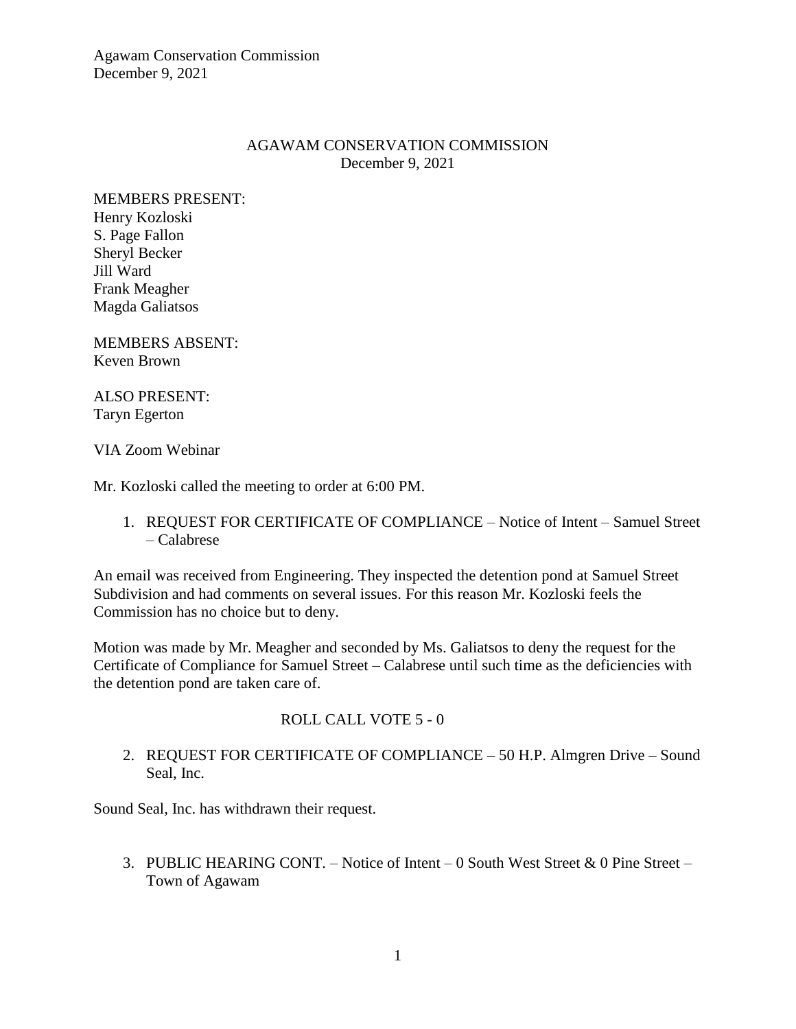# AGAWAM CONSERVATION COMMISSION

December 9, 2021

MEMBERS PRESENT:
Henry Kozloski
S. Page Fallon
Sheryl Becker
Jill Ward
Frank Meagher
Magda Galiatsos

MEMBERS ABSENT:
Keven Brown

ALSO PRESENT:
Taryn Egerton

VIA Zoom Webinar

Mr. Kozloski called the meeting to order at 6:00 PM.

1. REQUEST FOR CERTIFICATE OF COMPLIANCE – Notice of Intent – Samuel Street – Calabrese

An email was received from Engineering. They inspected the detention pond at Samuel Street Subdivision and had comments on several issues. For this reason Mr. Kozloski feels the Commission has no choice but to deny.

Motion was made by Mr. Meagher and seconded by Ms. Galiatsos to deny the request for the Certificate of Compliance for Samuel Street – Calabrese until such time as the deficiencies with the detention pond are taken care of.

ROLL CALL VOTE 5 - 0

2. REQUEST FOR CERTIFICATE OF COMPLIANCE – 50 H.P. Almgren Drive – Sound Seal, Inc.

Sound Seal, Inc. has withdrawn their request.

3. PUBLIC HEARING CONT. – Notice of Intent – 0 South West Street & 0 Pine Street – Town of Agawam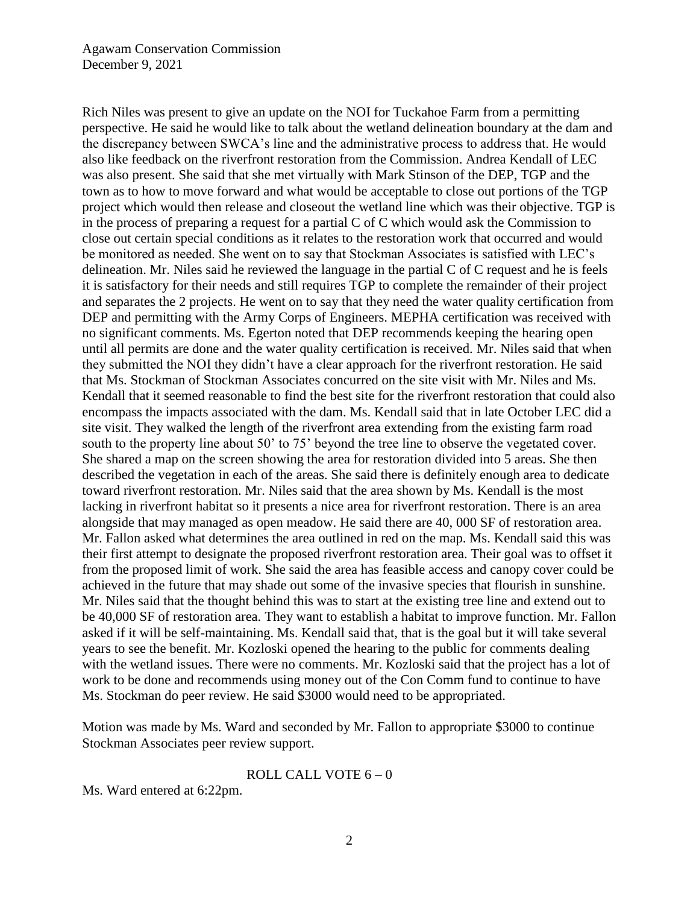Rich Niles was present to give an update on the NOI for Tuckahoe Farm from a permitting perspective. He said he would like to talk about the wetland delineation boundary at the dam and the discrepancy between SWCA's line and the administrative process to address that. He would also like feedback on the riverfront restoration from the Commission. Andrea Kendall of LEC was also present. She said that she met virtually with Mark Stinson of the DEP, TGP and the town as to how to move forward and what would be acceptable to close out portions of the TGP project which would then release and closeout the wetland line which was their objective. TGP is in the process of preparing a request for a partial C of C which would ask the Commission to close out certain special conditions as it relates to the restoration work that occurred and would be monitored as needed. She went on to say that Stockman Associates is satisfied with LEC's delineation. Mr. Niles said he reviewed the language in the partial C of C request and he is feels it is satisfactory for their needs and still requires TGP to complete the remainder of their project and separates the 2 projects. He went on to say that they need the water quality certification from DEP and permitting with the Army Corps of Engineers. MEPHA certification was received with no significant comments. Ms. Egerton noted that DEP recommends keeping the hearing open until all permits are done and the water quality certification is received. Mr. Niles said that when they submitted the NOI they didn't have a clear approach for the riverfront restoration. He said that Ms. Stockman of Stockman Associates concurred on the site visit with Mr. Niles and Ms. Kendall that it seemed reasonable to find the best site for the riverfront restoration that could also encompass the impacts associated with the dam. Ms. Kendall said that in late October LEC did a site visit. They walked the length of the riverfront area extending from the existing farm road south to the property line about 50' to 75' beyond the tree line to observe the vegetated cover. She shared a map on the screen showing the area for restoration divided into 5 areas. She then described the vegetation in each of the areas. She said there is definitely enough area to dedicate toward riverfront restoration. Mr. Niles said that the area shown by Ms. Kendall is the most lacking in riverfront habitat so it presents a nice area for riverfront restoration. There is an area alongside that may managed as open meadow. He said there are 40, 000 SF of restoration area. Mr. Fallon asked what determines the area outlined in red on the map. Ms. Kendall said this was their first attempt to designate the proposed riverfront restoration area. Their goal was to offset it from the proposed limit of work. She said the area has feasible access and canopy cover could be achieved in the future that may shade out some of the invasive species that flourish in sunshine. Mr. Niles said that the thought behind this was to start at the existing tree line and extend out to be 40,000 SF of restoration area. They want to establish a habitat to improve function. Mr. Fallon asked if it will be self-maintaining. Ms. Kendall said that, that is the goal but it will take several years to see the benefit. Mr. Kozloski opened the hearing to the public for comments dealing with the wetland issues. There were no comments. Mr. Kozloski said that the project has a lot of work to be done and recommends using money out of the Con Comm fund to continue to have Ms. Stockman do peer review. He said $3000 would need to be appropriated.

Motion was made by Ms. Ward and seconded by Mr. Fallon to appropriate $3000 to continue Stockman Associates peer review support.

ROLL CALL VOTE 6 – 0

Ms. Ward entered at 6:22pm.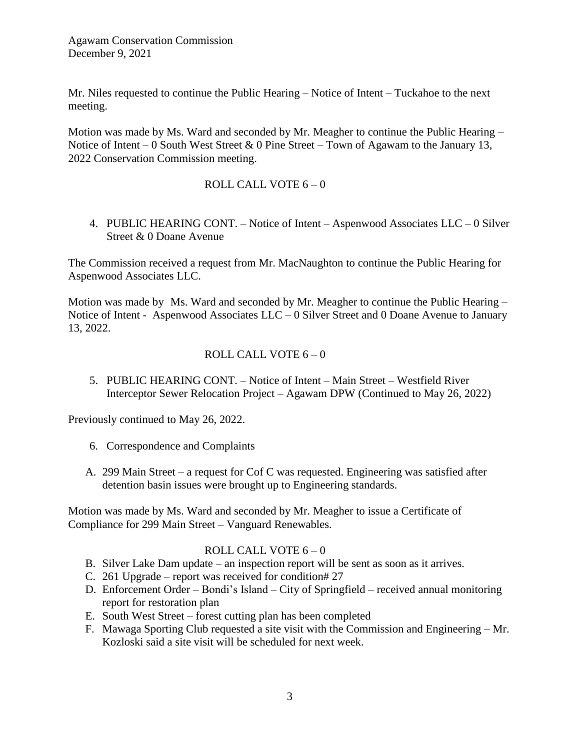Mr. Niles requested to continue the Public Hearing – Notice of Intent – Tuckahoe to the next meeting.

Motion was made by Ms. Ward and seconded by Mr. Meagher to continue the Public Hearing – Notice of Intent – 0 South West Street & 0 Pine Street – Town of Agawam to the January 13, 2022 Conservation Commission meeting.

ROLL CALL VOTE 6 – 0

4. PUBLIC HEARING CONT. – Notice of Intent – Aspenwood Associates LLC – 0 Silver Street & 0 Doane Avenue

The Commission received a request from Mr. MacNaughton to continue the Public Hearing for Aspenwood Associates LLC.

Motion was made by Ms. Ward and seconded by Mr. Meagher to continue the Public Hearing – Notice of Intent - Aspenwood Associates LLC – 0 Silver Street and 0 Doane Avenue to January 13, 2022.

ROLL CALL VOTE 6 – 0

5. PUBLIC HEARING CONT. – Notice of Intent – Main Street – Westfield River Interceptor Sewer Relocation Project – Agawam DPW (Continued to May 26, 2022)

Previously continued to May 26, 2022.

6. Correspondence and Complaints

A. 299 Main Street – a request for Cof C was requested. Engineering was satisfied after detention basin issues were brought up to Engineering standards.

Motion was made by Ms. Ward and seconded by Mr. Meagher to issue a Certificate of Compliance for 299 Main Street – Vanguard Renewables.

ROLL CALL VOTE 6 – 0

B. Silver Lake Dam update – an inspection report will be sent as soon as it arrives.
C. 261 Upgrade – report was received for condition# 27
D. Enforcement Order – Bondi's Island – City of Springfield – received annual monitoring report for restoration plan
E. South West Street – forest cutting plan has been completed
F. Mawaga Sporting Club requested a site visit with the Commission and Engineering – Mr. Kozloski said a site visit will be scheduled for next week.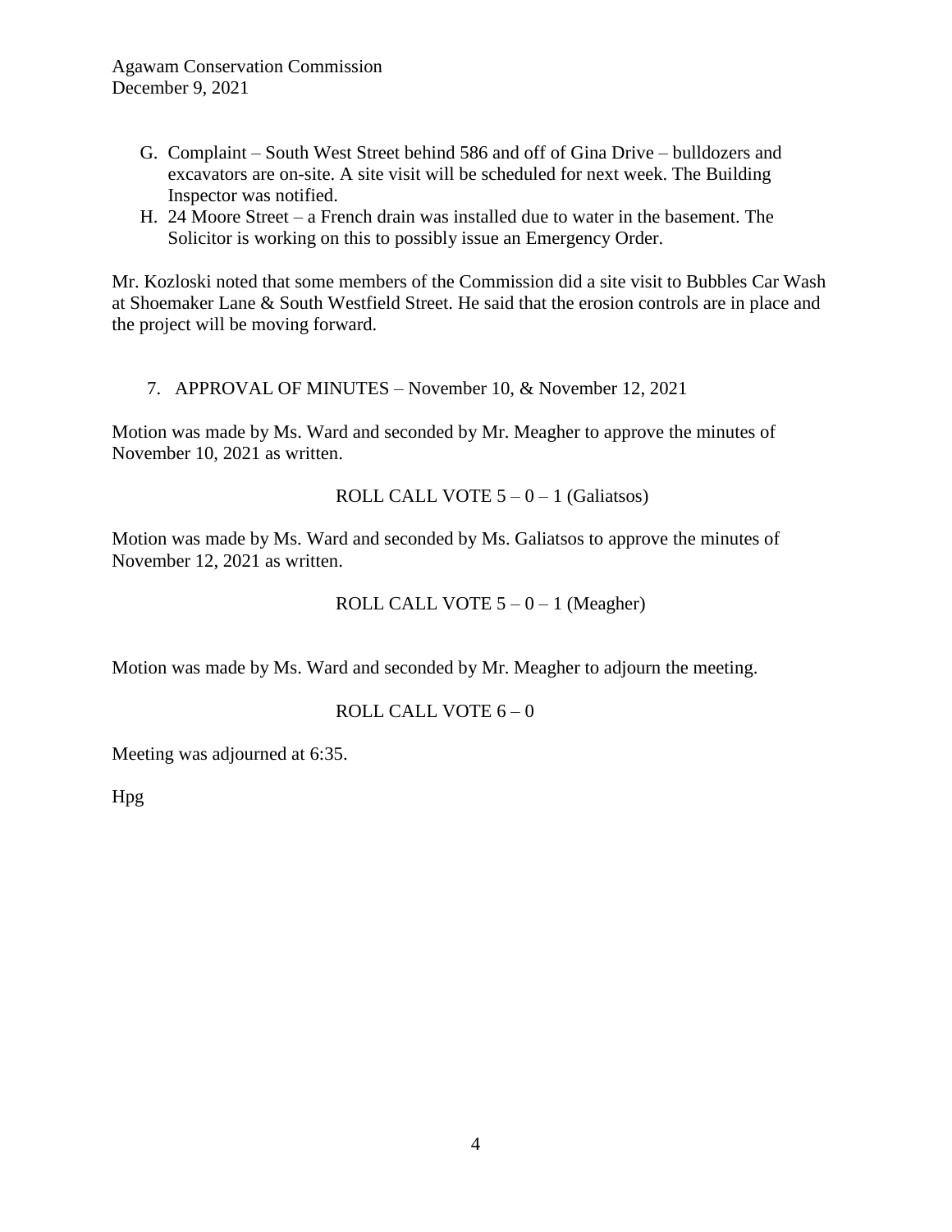G. Complaint – South West Street behind 586 and off of Gina Drive – bulldozers and excavators are on-site. A site visit will be scheduled for next week. The Building Inspector was notified.
H. 24 Moore Street – a French drain was installed due to water in the basement. The Solicitor is working on this to possibly issue an Emergency Order.

Mr. Kozloski noted that some members of the Commission did a site visit to Bubbles Car Wash at Shoemaker Lane & South Westfield Street. He said that the erosion controls are in place and the project will be moving forward.

7. APPROVAL OF MINUTES – November 10, & November 12, 2021

Motion was made by Ms. Ward and seconded by Mr. Meagher to approve the minutes of November 10, 2021 as written.

ROLL CALL VOTE 5 – 0 – 1 (Galiatsos)

Motion was made by Ms. Ward and seconded by Ms. Galiatsos to approve the minutes of November 12, 2021 as written.

ROLL CALL VOTE 5 – 0 – 1 (Meagher)

Motion was made by Ms. Ward and seconded by Mr. Meagher to adjourn the meeting.

ROLL CALL VOTE 6 – 0

Meeting was adjourned at 6:35.

Hpg